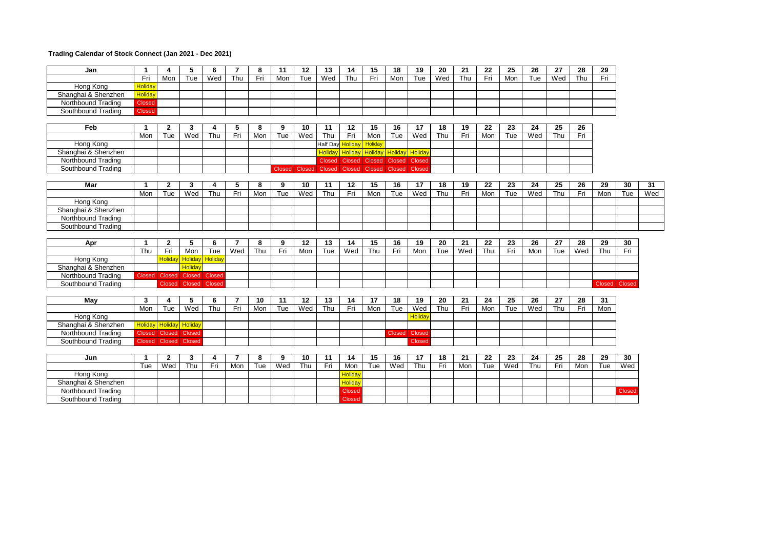**Trading Calendar of Stock Connect (Jan 2021 - Dec 2021)**

| Jan | 1 | 4 | 5 | 6 | 7 | 8 | 11 | 12 | 13 | 14 | 15 | 18 | 19 | 20 | 21 | 22 | 25 | 26 | 27 | 28 | 29 |
|---|---|---|---|---|---|---|---|---|---|---|---|---|---|---|---|---|---|---|---|---|---|
| | Fri | Mon | Tue | Wed | Thu | Fri | Mon | Tue | Wed | Thu | Fri | Mon | Tue | Wed | Thu | Fri | Mon | Tue | Wed | Thu | Fri |
| Hong Kong | Holiday | | | | | | | | | | | | | | | | | | | | |
| Shanghai & Shenzhen | Holiday | | | | | | | | | | | | | | | | | | | | |
| Northbound Trading | Closed | | | | | | | | | | | | | | | | | | | | |
| Southbound Trading | Closed | | | | | | | | | | | | | | | | | | | | |

| Feb | 1 | 2 | 3 | 4 | 5 | 8 | 9 | 10 | 11 | 12 | 15 | 16 | 17 | 18 | 19 | 22 | 23 | 24 | 25 | 26 |
|---|---|---|---|---|---|---|---|---|---|---|---|---|---|---|---|---|---|---|---|---|
| | Mon | Tue | Wed | Thu | Fri | Mon | Tue | Wed | Thu | Fri | Mon | Tue | Wed | Thu | Fri | Mon | Tue | Wed | Thu | Fri |
| Hong Kong | | | | | | | | | Half Day | Holiday | Holiday | | | | | | | | | |
| Shanghai & Shenzhen | | | | | | | | | Holiday | Holiday | Holiday | Holiday | Holiday | | | | | | | |
| Northbound Trading | | | | | | | | | Closed | Closed | Closed | Closed | Closed | | | | | | | |
| Southbound Trading | | | | | | | Closed | Closed | Closed | Closed | Closed | Closed | Closed | | | | | | | |

| Mar | 1 | 2 | 3 | 4 | 5 | 8 | 9 | 10 | 11 | 12 | 15 | 16 | 17 | 18 | 19 | 22 | 23 | 24 | 25 | 26 | 29 | 30 | 31 |
|---|---|---|---|---|---|---|---|---|---|---|---|---|---|---|---|---|---|---|---|---|---|---|---|
| | Mon | Tue | Wed | Thu | Fri | Mon | Tue | Wed | Thu | Fri | Mon | Tue | Wed | Thu | Fri | Mon | Tue | Wed | Thu | Fri | Mon | Tue | Wed |
| Hong Kong | | | | | | | | | | | | | | | | | | | | | | | |
| Shanghai & Shenzhen | | | | | | | | | | | | | | | | | | | | | | | |
| Northbound Trading | | | | | | | | | | | | | | | | | | | | | | | |
| Southbound Trading | | | | | | | | | | | | | | | | | | | | | | | |

| Apr | 1 | 2 | 5 | 6 | 7 | 8 | 9 | 12 | 13 | 14 | 15 | 16 | 19 | 20 | 21 | 22 | 23 | 26 | 27 | 28 | 29 | 30 |
|---|---|---|---|---|---|---|---|---|---|---|---|---|---|---|---|---|---|---|---|---|---|---|
| | Thu | Fri | Mon | Tue | Wed | Thu | Fri | Mon | Tue | Wed | Thu | Fri | Mon | Tue | Wed | Thu | Fri | Mon | Tue | Wed | Thu | Fri |
| Hong Kong | | Holiday | Holiday | Holiday | | | | | | | | | | | | | | | | | | |
| Shanghai & Shenzhen | | | Holiday | | | | | | | | | | | | | | | | | | | |
| Northbound Trading | Closed | Closed | Closed | Closed | | | | | | | | | | | | | | | | | | |
| Southbound Trading | | Closed | Closed | Closed | | | | | | | | | | | | | | | | | Closed | Closed |

| May | 3 | 4 | 5 | 6 | 7 | 10 | 11 | 12 | 13 | 14 | 17 | 18 | 19 | 20 | 21 | 24 | 25 | 26 | 27 | 28 | 31 |
|---|---|---|---|---|---|---|---|---|---|---|---|---|---|---|---|---|---|---|---|---|---|
| | Mon | Tue | Wed | Thu | Fri | Mon | Tue | Wed | Thu | Fri | Mon | Tue | Wed | Thu | Fri | Mon | Tue | Wed | Thu | Fri | Mon |
| Hong Kong | | | | | | | | | | | | | Holiday | | | | | | | | |
| Shanghai & Shenzhen | Holiday | Holiday | Holiday | | | | | | | | | | | | | | | | | | |
| Northbound Trading | Closed | Closed | Closed | | | | | | | | | Closed | Closed | | | | | | | | |
| Southbound Trading | Closed | Closed | Closed | | | | | | | | | | Closed | | | | | | | | |

| Jun | 1 | 2 | 3 | 4 | 7 | 8 | 9 | 10 | 11 | 14 | 15 | 16 | 17 | 18 | 21 | 22 | 23 | 24 | 25 | 28 | 29 | 30 |
|---|---|---|---|---|---|---|---|---|---|---|---|---|---|---|---|---|---|---|---|---|---|---|
| | Tue | Wed | Thu | Fri | Mon | Tue | Wed | Thu | Fri | Mon | Tue | Wed | Thu | Fri | Mon | Tue | Wed | Thu | Fri | Mon | Tue | Wed |
| Hong Kong | | | | | | | | | | Holiday | | | | | | | | | | | | |
| Shanghai & Shenzhen | | | | | | | | | | Holiday | | | | | | | | | | | | |
| Northbound Trading | | | | | | | | | | Closed | | | | | | | | | | | | Closed |
| Southbound Trading | | | | | | | | | | Closed | | | | | | | | | | | | |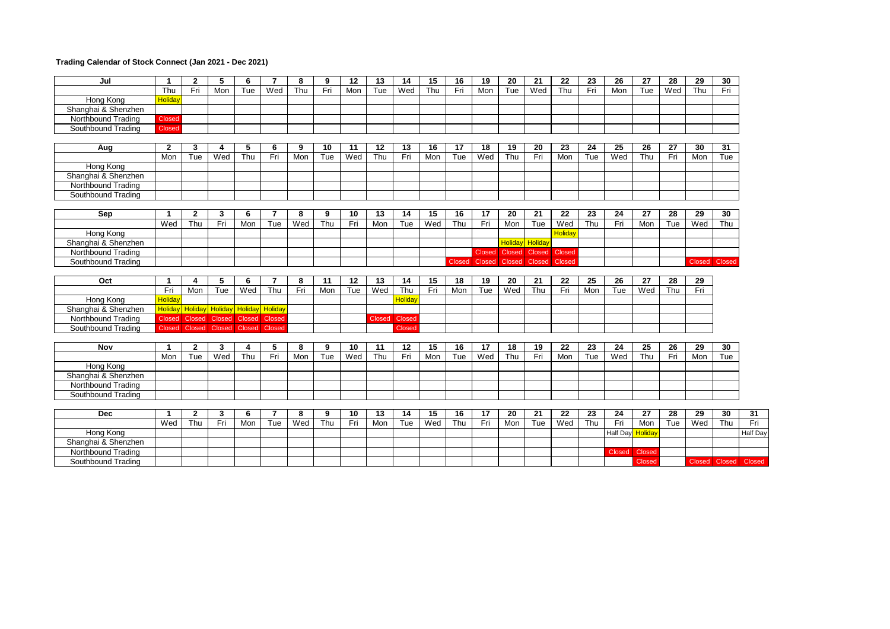**Trading Calendar of Stock Connect (Jan 2021 - Dec 2021)**

| Jul | 1 | 2 | 5 | 6 | 7 | 8 | 9 | 12 | 13 | 14 | 15 | 16 | 19 | 20 | 21 | 22 | 23 | 26 | 27 | 28 | 29 | 30 |
|---|---|---|---|---|---|---|---|---|---|---|---|---|---|---|---|---|---|---|---|---|---|---|
| | Thu | Fri | Mon | Tue | Wed | Thu | Fri | Mon | Tue | Wed | Thu | Fri | Mon | Tue | Wed | Thu | Fri | Mon | Tue | Wed | Thu | Fri |
| Hong Kong | Holiday | | | | | | | | | | | | | | | | | | | | | |
| Shanghai & Shenzhen | | | | | | | | | | | | | | | | | | | | | | |
| Northbound Trading | Closed | | | | | | | | | | | | | | | | | | | | | |
| Southbound Trading | Closed | | | | | | | | | | | | | | | | | | | | | |

| Aug | 2 | 3 | 4 | 5 | 6 | 9 | 10 | 11 | 12 | 13 | 16 | 17 | 18 | 19 | 20 | 23 | 24 | 25 | 26 | 27 | 30 | 31 |
|---|---|---|---|---|---|---|---|---|---|---|---|---|---|---|---|---|---|---|---|---|---|---|
| | Mon | Tue | Wed | Thu | Fri | Mon | Tue | Wed | Thu | Fri | Mon | Tue | Wed | Thu | Fri | Mon | Tue | Wed | Thu | Fri | Mon | Tue |
| Hong Kong | | | | | | | | | | | | | | | | | | | | | | |
| Shanghai & Shenzhen | | | | | | | | | | | | | | | | | | | | | | |
| Northbound Trading | | | | | | | | | | | | | | | | | | | | | | |
| Southbound Trading | | | | | | | | | | | | | | | | | | | | | | |

| Sep | 1 | 2 | 3 | 6 | 7 | 8 | 9 | 10 | 13 | 14 | 15 | 16 | 17 | 20 | 21 | 22 | 23 | 24 | 27 | 28 | 29 | 30 |
|---|---|---|---|---|---|---|---|---|---|---|---|---|---|---|---|---|---|---|---|---|---|---|
| | Wed | Thu | Fri | Mon | Tue | Wed | Thu | Fri | Mon | Tue | Wed | Thu | Fri | Mon | Tue | Wed | Thu | Fri | Mon | Tue | Wed | Thu |
| Hong Kong | | | | | | | | | | | | | | | | Holiday | | | | | | |
| Shanghai & Shenzhen | | | | | | | | | | | | | | Holiday | Holiday | | | | | | | |
| Northbound Trading | | | | | | | | | | | | | Closed | Closed | Closed | Closed | | | | | | |
| Southbound Trading | | | | | | | | | | | | Closed | Closed | Closed | Closed | Closed | | | | | Closed | Closed |

| Oct | 1 | 4 | 5 | 6 | 7 | 8 | 11 | 12 | 13 | 14 | 15 | 18 | 19 | 20 | 21 | 22 | 25 | 26 | 27 | 28 | 29 |
|---|---|---|---|---|---|---|---|---|---|---|---|---|---|---|---|---|---|---|---|---|---|
| | Fri | Mon | Tue | Wed | Thu | Fri | Mon | Tue | Wed | Thu | Fri | Mon | Tue | Wed | Thu | Fri | Mon | Tue | Wed | Thu | Fri |
| Hong Kong | Holiday | | | | | | | | | Holiday | | | | | | | | | | | |
| Shanghai & Shenzhen | Holiday | Holiday | Holiday | Holiday | Holiday | | | | | | | | | | | | | | | | |
| Northbound Trading | Closed | Closed | Closed | Closed | Closed | | | | Closed | Closed | | | | | | | | | | | |
| Southbound Trading | Closed | Closed | Closed | Closed | Closed | | | | | Closed | | | | | | | | | | | |

| Nov | 1 | 2 | 3 | 4 | 5 | 8 | 9 | 10 | 11 | 12 | 15 | 16 | 17 | 18 | 19 | 22 | 23 | 24 | 25 | 26 | 29 | 30 |
|---|---|---|---|---|---|---|---|---|---|---|---|---|---|---|---|---|---|---|---|---|---|---|
| | Mon | Tue | Wed | Thu | Fri | Mon | Tue | Wed | Thu | Fri | Mon | Tue | Wed | Thu | Fri | Mon | Tue | Wed | Thu | Fri | Mon | Tue |
| Hong Kong | | | | | | | | | | | | | | | | | | | | | | |
| Shanghai & Shenzhen | | | | | | | | | | | | | | | | | | | | | | |
| Northbound Trading | | | | | | | | | | | | | | | | | | | | | | |
| Southbound Trading | | | | | | | | | | | | | | | | | | | | | | |

| Dec | 1 | 2 | 3 | 6 | 7 | 8 | 9 | 10 | 13 | 14 | 15 | 16 | 17 | 20 | 21 | 22 | 23 | 24 | 27 | 28 | 29 | 30 | 31 |
|---|---|---|---|---|---|---|---|---|---|---|---|---|---|---|---|---|---|---|---|---|---|---|---|
| | Wed | Thu | Fri | Mon | Tue | Wed | Thu | Fri | Mon | Tue | Wed | Thu | Fri | Mon | Tue | Wed | Thu | Fri | Mon | Tue | Wed | Thu | Fri |
| Hong Kong | | | | | | | | | | | | | | | | | | Half Day | Holiday | | | | Half Day |
| Shanghai & Shenzhen | | | | | | | | | | | | | | | | | | | | | | | |
| Northbound Trading | | | | | | | | | | | | | | | | | | Closed | Closed | | | | |
| Southbound Trading | | | | | | | | | | | | | | | | | | | Closed | | Closed | Closed | Closed |